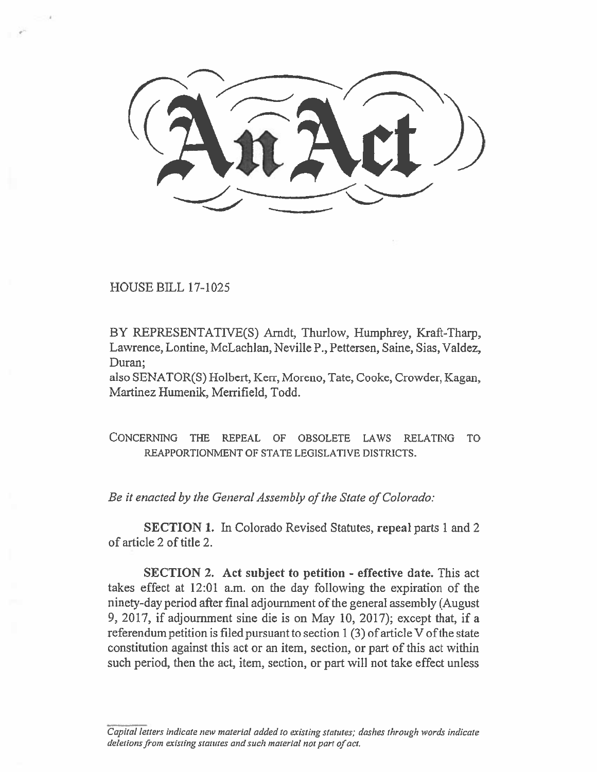# An Act

HOUSE BILL 17-1025

BY REPRESENTATIVE(S) Arndt, Thurlow, Humphrey, Kraft-Tharp, Lawrence, Lontine, McLachlan, Neville P., Pettersen, Saine, Sias, Valdez, Duran;
also SENATOR(S) Holbert, Kerr, Moreno, Tate, Cooke, Crowder, Kagan, Martinez Humenik, Merrifield, Todd.

CONCERNING THE REPEAL OF OBSOLETE LAWS RELATING TO REAPPORTIONMENT OF STATE LEGISLATIVE DISTRICTS.

*Be it enacted by the General Assembly of the State of Colorado:*

**SECTION 1.** In Colorado Revised Statutes, **repeal** parts 1 and 2 of article 2 of title 2.

**SECTION 2. Act subject to petition - effective date.** This act takes effect at 12:01 a.m. on the day following the expiration of the ninety-day period after final adjournment of the general assembly (August 9, 2017, if adjournment sine die is on May 10, 2017); except that, if a referendum petition is filed pursuant to section 1 (3) of article V of the state constitution against this act or an item, section, or part of this act within such period, then the act, item, section, or part will not take effect unless

*Capital letters indicate new material added to existing statutes; dashes through words indicate deletions from existing statutes and such material not part of act.*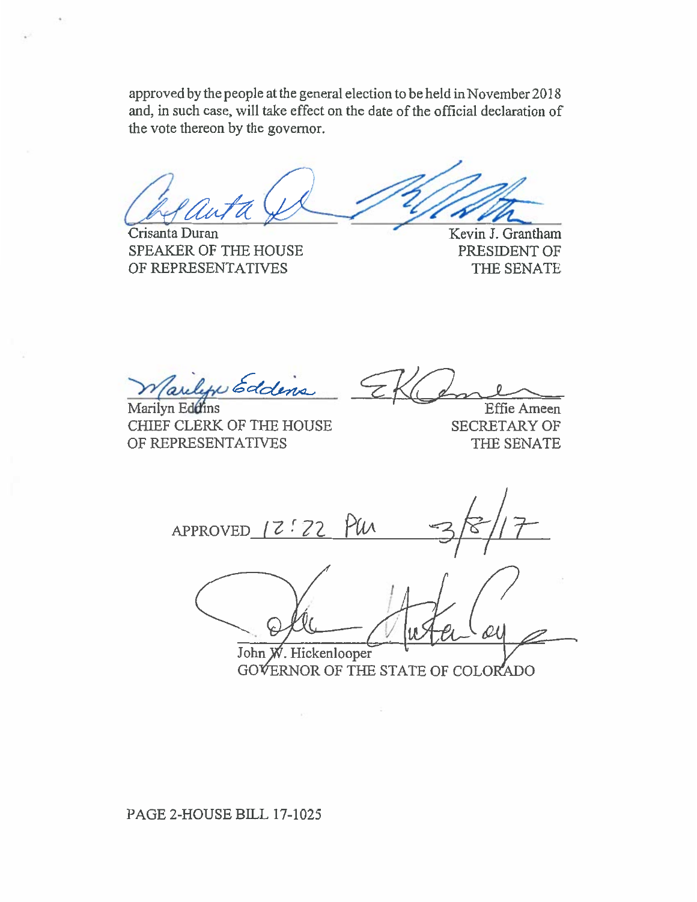approved by the people at the general election to be held in November 2018 and, in such case, will take effect on the date of the official declaration of the vote thereon by the governor.

Crisanta Duran
SPEAKER OF THE HOUSE
OF REPRESENTATIVES

Kevin J. Grantham
PRESIDENT OF
THE SENATE

Marilyn Eddins
CHIEF CLERK OF THE HOUSE
OF REPRESENTATIVES

Effie Ameen
SECRETARY OF
THE SENATE

APPROVED 12:22 PM 3/8/17

John W. Hickenlooper
GOVERNOR OF THE STATE OF COLORADO

PAGE 2-HOUSE BILL 17-1025